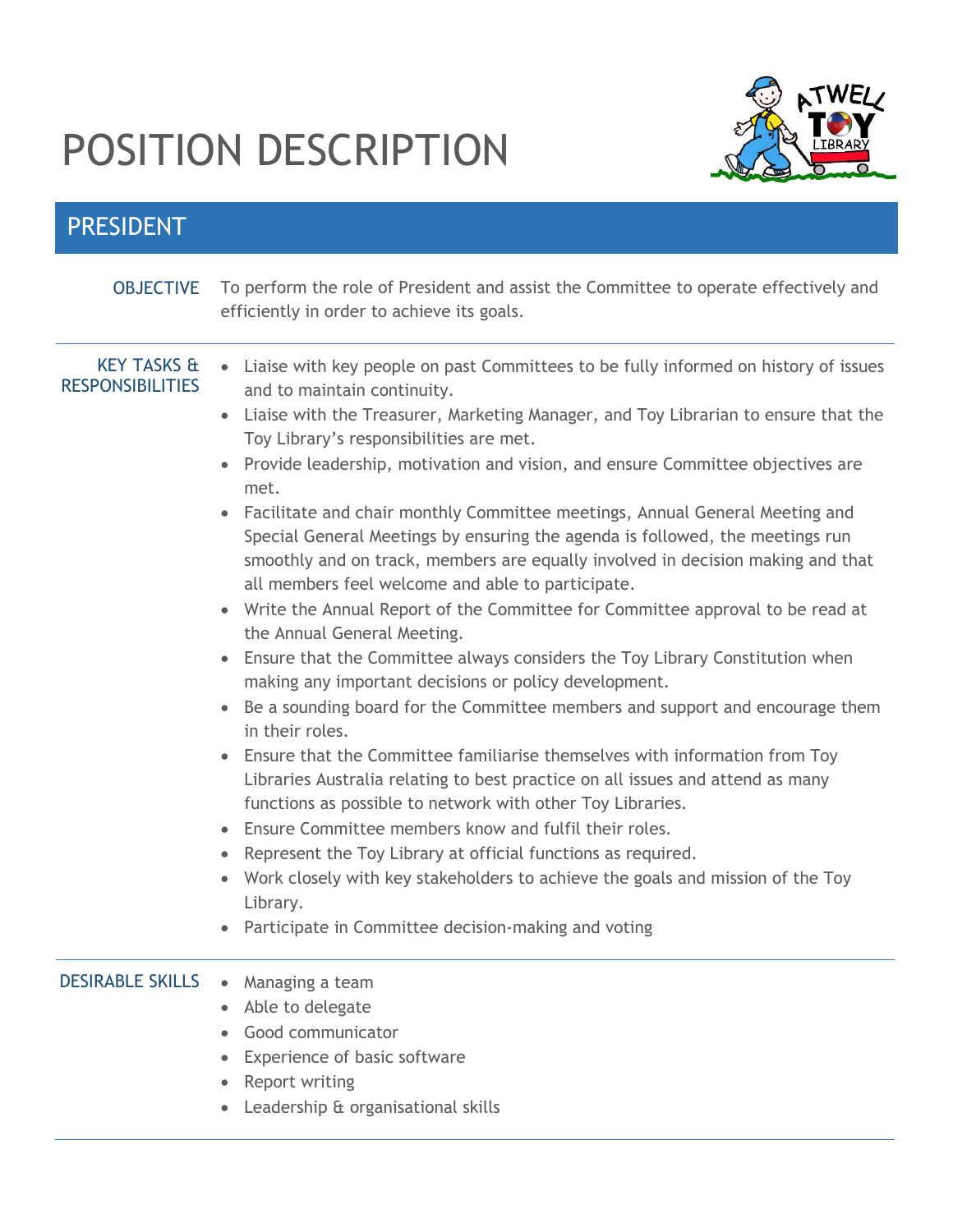# POSITION DESCRIPTION

## PRESIDENT

**OBJECTIVE**

To perform the role of President and assist the Committee to operate effectively and efficiently in order to achieve its goals.

**KEY TASKS & RESPONSIBILITIES**

- Liaise with key people on past Committees to be fully informed on history of issues and to maintain continuity.
- Liaise with the Treasurer, Marketing Manager, and Toy Librarian to ensure that the Toy Library's responsibilities are met.
- Provide leadership, motivation and vision, and ensure Committee objectives are met.
- Facilitate and chair monthly Committee meetings, Annual General Meeting and Special General Meetings by ensuring the agenda is followed, the meetings run smoothly and on track, members are equally involved in decision making and that all members feel welcome and able to participate.
- Write the Annual Report of the Committee for Committee approval to be read at the Annual General Meeting.
- Ensure that the Committee always considers the Toy Library Constitution when making any important decisions or policy development.
- Be a sounding board for the Committee members and support and encourage them in their roles.
- Ensure that the Committee familiarise themselves with information from Toy Libraries Australia relating to best practice on all issues and attend as many functions as possible to network with other Toy Libraries.
- Ensure Committee members know and fulfil their roles.
- Represent the Toy Library at official functions as required.
- Work closely with key stakeholders to achieve the goals and mission of the Toy Library.
- Participate in Committee decision-making and voting

**DESIRABLE SKILLS**

- Managing a team
- Able to delegate
- Good communicator
- Experience of basic software
- Report writing
- Leadership & organisational skills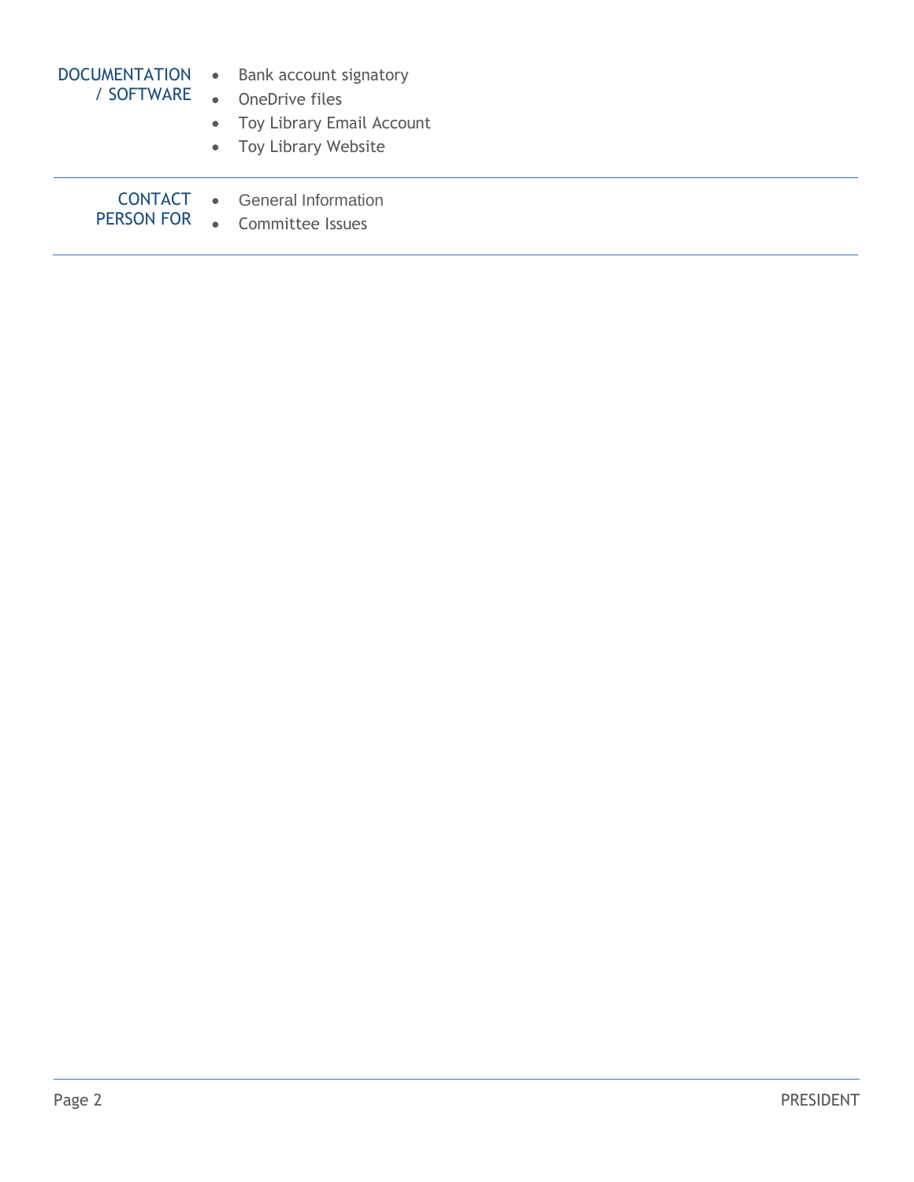| | |
|---|---|
| DOCUMENTATION / SOFTWARE | • Bank account signatory<br>• OneDrive files<br>• Toy Library Email Account<br>• Toy Library Website |
| CONTACT PERSON FOR | • General Information<br>• Committee Issues |